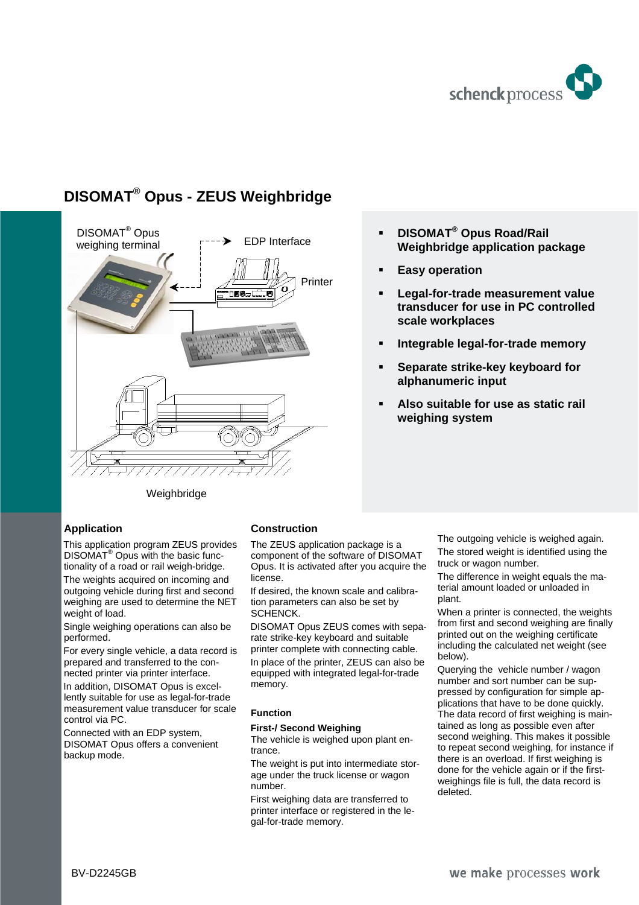# DISOMAT® Opus - ZEUS Weighbridge

DISOMAT® Opus weighing terminal

EDP Interface

Printer

Weighbridge

- **DISOMAT® Opus Road/Rail Weighbridge application package**
- **Easy operation**
- **Legal-for-trade measurement value transducer for use in PC controlled scale workplaces**
- **Integrable legal-for-trade memory**
- **Separate strike-key keyboard for alphanumeric input**
- **Also suitable for use as static rail weighing system**

## Application

This application program ZEUS provides DISOMAT® Opus with the basic functionality of a road or rail weigh-bridge.

The weights acquired on incoming and outgoing vehicle during first and second weighing are used to determine the NET weight of load.

Single weighing operations can also be performed.

For every single vehicle, a data record is prepared and transferred to the connected printer via printer interface.

In addition, DISOMAT Opus is excellently suitable for use as legal-for-trade measurement value transducer for scale control via PC.

Connected with an EDP system, DISOMAT Opus offers a convenient backup mode.

## Construction

The ZEUS application package is a component of the software of DISOMAT Opus. It is activated after you acquire the license.

If desired, the known scale and calibration parameters can also be set by SCHENCK.

DISOMAT Opus ZEUS comes with separate strike-key keyboard and suitable printer complete with connecting cable.

In place of the printer, ZEUS can also be equipped with integrated legal-for-trade memory.

## Function

### First-/ Second Weighing

The vehicle is weighed upon plant entrance.

The weight is put into intermediate storage under the truck license or wagon number.

First weighing data are transferred to printer interface or registered in the legal-for-trade memory.

The outgoing vehicle is weighed again.

The stored weight is identified using the truck or wagon number.

The difference in weight equals the material amount loaded or unloaded in plant.

When a printer is connected, the weights from first and second weighing are finally printed out on the weighing certificate including the calculated net weight (see below).

Querying the vehicle number / wagon number and sort number can be suppressed by configuration for simple applications that have to be done quickly. The data record of first weighing is maintained as long as possible even after second weighing. This makes it possible to repeat second weighing, for instance if there is an overload. If first weighing is done for the vehicle again or if the first-weighings file is full, the data record is deleted.

BV-D2245GB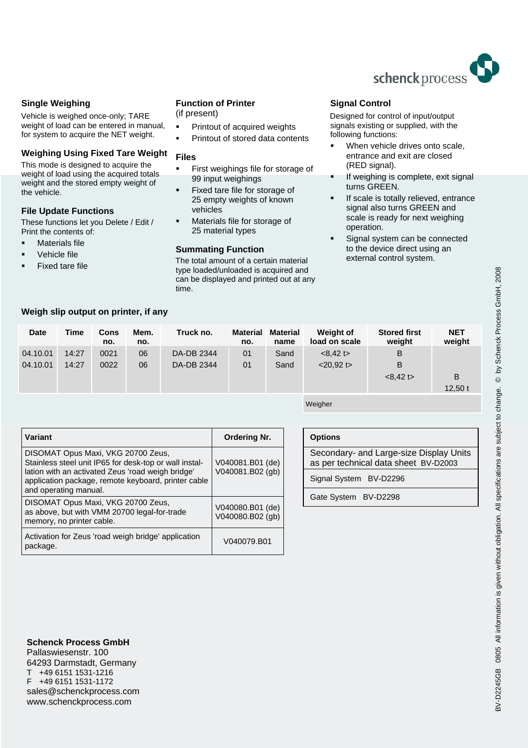## Single Weighing

Vehicle is weighed once-only; TARE weight of load can be entered in manual, for system to acquire the NET weight.

## Weighing Using Fixed Tare Weight

This mode is designed to acquire the weight of load using the acquired totals weight and the stored empty weight of the vehicle.

## File Update Functions

These functions let you Delete / Edit / Print the contents of:

- Materials file
- Vehicle file
- Fixed tare file

## Function of Printer

(if present)

- Printout of acquired weights
- Printout of stored data contents

## Files

- First weighings file for storage of 99 input weighings
- Fixed tare file for storage of 25 empty weights of known vehicles
- Materials file for storage of 25 material types

## Summating Function

The total amount of a certain material type loaded/unloaded is acquired and can be displayed and printed out at any time.

## Signal Control

Designed for control of input/output signals existing or supplied, with the following functions:

- When vehicle drives onto scale, entrance and exit are closed (RED signal).
- If weighing is complete, exit signal turns GREEN.
- If scale is totally relieved, entrance signal also turns GREEN and scale is ready for next weighing operation.
- Signal system can be connected to the device direct using an external control system.

## Weigh slip output on printer, if any

| Date | Time | Cons no. | Mem. no. | Truck no. | Material no. | Material name | Weight of load on scale | Stored first weight | NET weight |
|---|---|---|---|---|---|---|---|---|---|
| 04.10.01 | 14:27 | 0021 | 06 | DA-DB 2344 | 01 | Sand | <8,42 t> | B | |
| 04.10.01 | 14:27 | 0022 | 06 | DA-DB 2344 | 01 | Sand | <20,92 t> | B | |
| | | | | | | | | <8,42 t> | B |
| | | | | | | | | | 12,50 t |
| | | | | | | | Weigher | | |

| Variant | Ordering Nr. |
|---|---|
| DISOMAT Opus Maxi, VKG 20700 Zeus, Stainless steel unit IP65 for desk-top or wall installation with an activated Zeus 'road weigh bridge' application package, remote keyboard, printer cable and operating manual. | V040081.B01 (de) V040081.B02 (gb) |
| DISOMAT Opus Maxi, VKG 20700 Zeus, as above, but with VMM 20700 legal-for-trade memory, no printer cable. | V040080.B01 (de) V040080.B02 (gb) |
| Activation for Zeus 'road weigh bridge' application package. | V040079.B01 |

| Options |
|---|
| Secondary- and Large-size Display Units as per technical data sheet BV-D2003 |
| Signal System BV-D2296 |
| Gate System BV-D2298 |

**Schenck Process GmbH**
Pallaswiesenstr. 100
64293 Darmstadt, Germany
T +49 6151 1531-1216
F +49 6151 1531-1172
sales@schenckprocess.com
www.schenckprocess.com

BV-D2245GB 0805 All information is given without obligation. All specifications are subject to change. © by Schenck Process GmbH, 2008